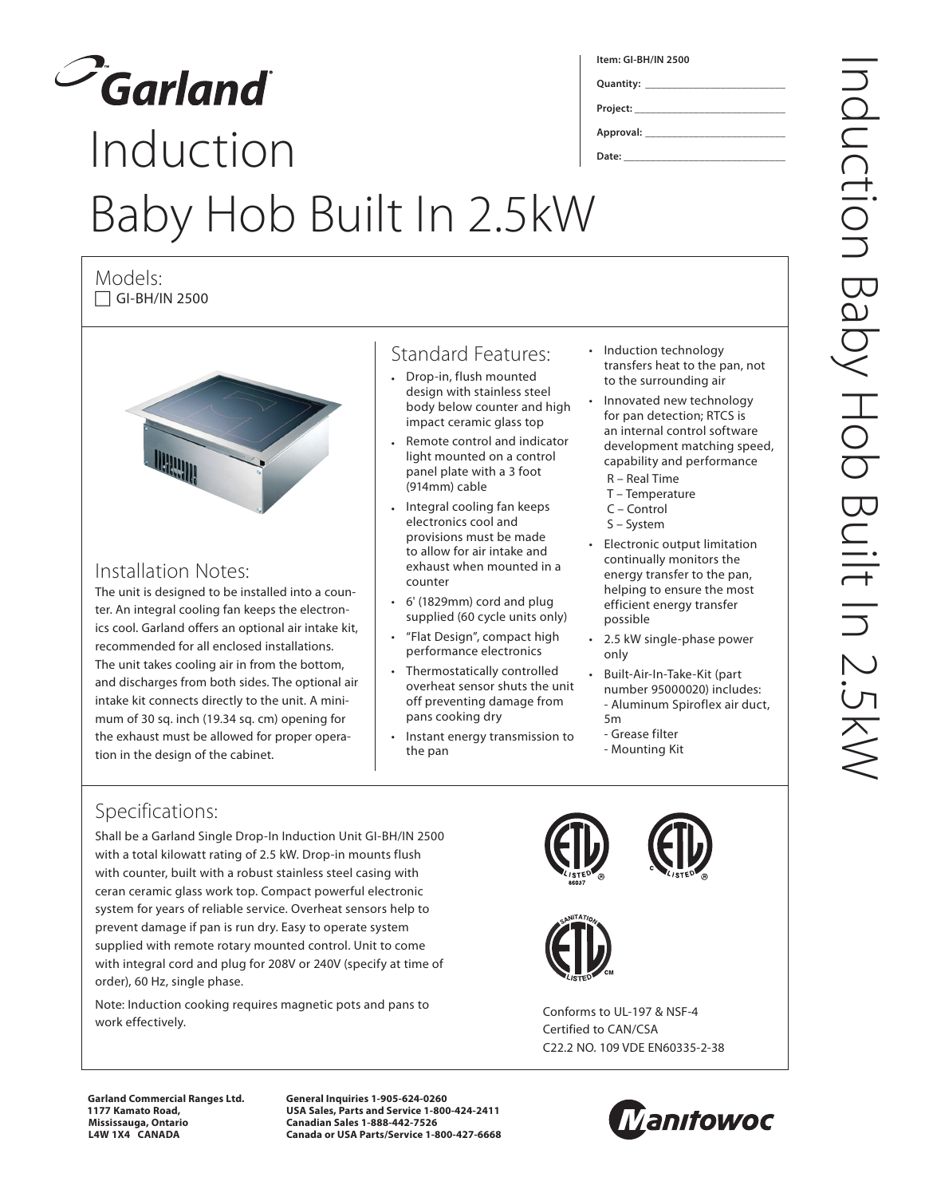# Garland

# Induction Baby Hob Built In 2.5kW

**Item: GI-BH/IN 2500**

**Quantity:** ___________________

**Project:** ___________________

**Approval:** ___________________

**Date:** ___________________

## Models:

☐ GI-BH/IN 2500

## Installation Notes:

The unit is designed to be installed into a counter. An integral cooling fan keeps the electronics cool. Garland offers an optional air intake kit, recommended for all enclosed installations. The unit takes cooling air in from the bottom, and discharges from both sides. The optional air intake kit connects directly to the unit. A minimum of 30 sq. inch (19.34 sq. cm) opening for the exhaust must be allowed for proper operation in the design of the cabinet.

## Standard Features:

- Drop-in, flush mounted design with stainless steel body below counter and high impact ceramic glass top
- Remote control and indicator light mounted on a control panel plate with a 3 foot (914mm) cable
- Integral cooling fan keeps electronics cool and provisions must be made to allow for air intake and exhaust when mounted in a counter
- 6' (1829mm) cord and plug supplied (60 cycle units only)
- "Flat Design", compact high performance electronics
- Thermostatically controlled overheat sensor shuts the unit off preventing damage from pans cooking dry
- Instant energy transmission to the pan
- Induction technology transfers heat to the pan, not to the surrounding air
- Innovated new technology for pan detection; RTCS is an internal control software development matching speed, capability and performance
  - R – Real Time
  - T – Temperature
  - C – Control
  - S – System
- Electronic output limitation continually monitors the energy transfer to the pan, helping to ensure the most efficient energy transfer possible
- 2.5 kW single-phase power only
- Built-Air-In-Take-Kit (part number 95000020) includes:
  - Aluminum Spiroflex air duct, 5m
  - Grease filter
  - Mounting Kit

## Specifications:

Shall be a Garland Single Drop-In Induction Unit GI-BH/IN 2500 with a total kilowatt rating of 2.5 kW. Drop-in mounts flush with counter, built with a robust stainless steel casing with ceran ceramic glass work top. Compact powerful electronic system for years of reliable service. Overheat sensors help to prevent damage if pan is run dry. Easy to operate system supplied with remote rotary mounted control. Unit to come with integral cord and plug for 208V or 240V (specify at time of order), 60 Hz, single phase.

Note: Induction cooking requires magnetic pots and pans to work effectively.

Conforms to UL-197 & NSF-4
Certified to CAN/CSA
C22.2 NO. 109 VDE EN60335-2-38

**Garland Commercial Ranges Ltd.**
**1177 Kamato Road,**
**Mississauga, Ontario**
**L4W 1X4 CANADA**

**General Inquiries 1-905-624-0260**
**USA Sales, Parts and Service 1-800-424-2411**
**Canadian Sales 1-888-442-7526**
**Canada or USA Parts/Service 1-800-427-6668**

Manitowoc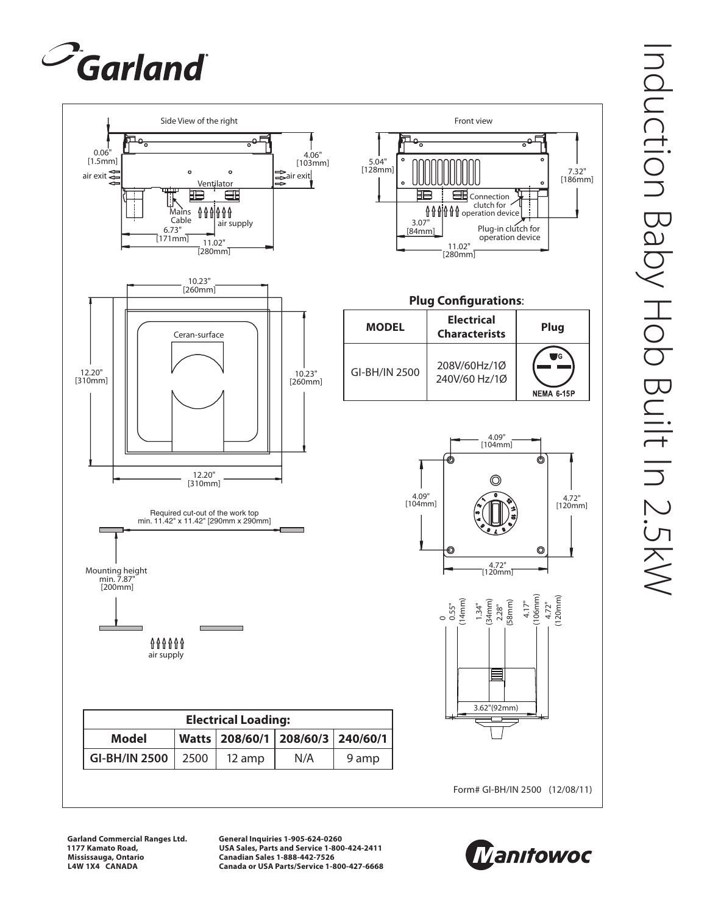# Garland

# Induction Baby Hob Built In 2.5kW

Side View of the right

0.06" [1.5mm]

4.06" [103mm]

air exit

air exit

Ventilator

Mains Cable

air supply

6.73" [171mm]

11.02" [280mm]

Front view

5.04" [128mm]

7.32" [186mm]

Connection clutch for operation device

3.07" [84mm]

Plug-in clutch for operation device

11.02" [280mm]

10.23" [260mm]

Ceran-surface

12.20" [310mm]

10.23" [260mm]

12.20" [310mm]

**Plug Configurations:**

| MODEL | Electrical Characterists | Plug |
|---|---|---|
| GI-BH/IN 2500 | 208V/60Hz/1Ø<br>240V/60 Hz/1Ø | NEMA 6-15P |

4.09" [104mm]

4.09" [104mm]

4.72" [120mm]

4.72" [120mm]

Required cut-out of the work top
min. 11.42" x 11.42" [290mm x 290mm]

Mounting height
min. 7.87"
[200mm]

air supply

0
0.55" (14mm)
1.34" (34mm)
2.28" (58mm)
4.17" (106mm)
4.72" (120mm)

3.62"(92mm)

| Electrical Loading: | | | | |
|---|---|---|---|---|
| **Model** | **Watts** | **208/60/1** | **208/60/3** | **240/60/1** |
| **GI-BH/IN 2500** | 2500 | 12 amp | N/A | 9 amp |

Form# GI-BH/IN 2500 (12/08/11)

**Garland Commercial Ranges Ltd.**
**1177 Kamato Road,**
**Mississauga, Ontario**
**L4W 1X4 CANADA**

**General Inquiries 1-905-624-0260**
**USA Sales, Parts and Service 1-800-424-2411**
**Canadian Sales 1-888-442-7526**
**Canada or USA Parts/Service 1-800-427-6668**

Manitowoc